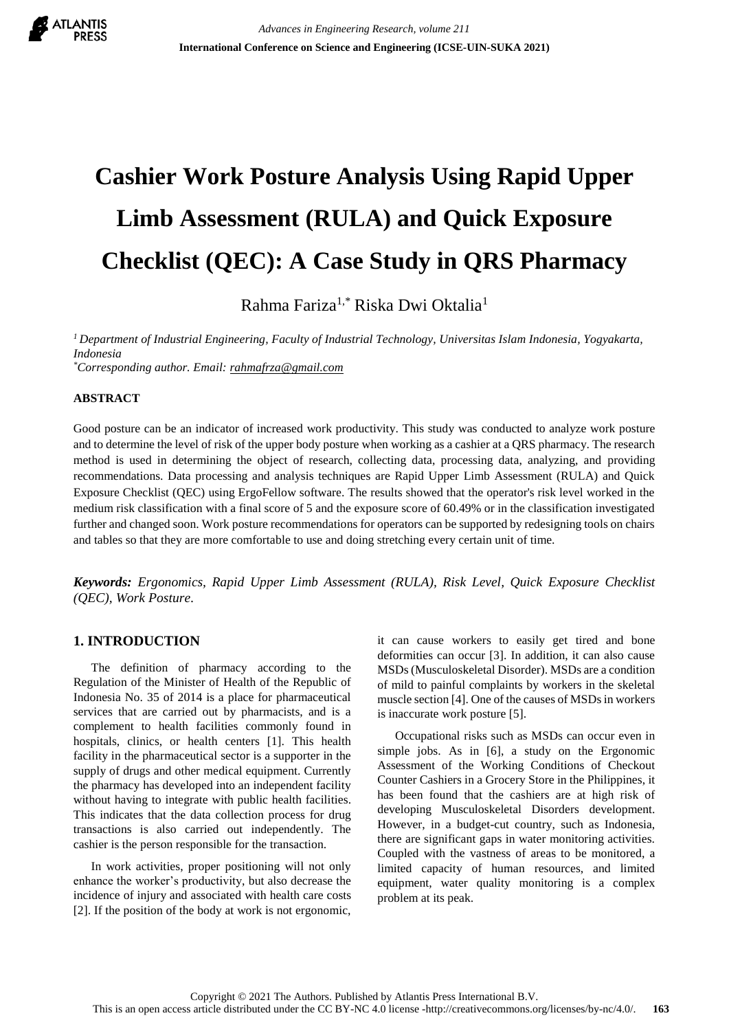# Cashier Work Posture Analysis Using Rapid Upper Limb Assessment (RULA) and Quick Exposure Checklist (QEC): A Case Study in QRS Pharmacy

Rahma Fariza[1,*] Riska Dwi Oktalia[1]

*[1] Department of Industrial Engineering, Faculty of Industrial Technology, Universitas Islam Indonesia, Yogyakarta, Indonesia*
*[*]Corresponding author. Email: rahmafrza@gmail.com*

**ABSTRACT**

Good posture can be an indicator of increased work productivity. This study was conducted to analyze work posture and to determine the level of risk of the upper body posture when working as a cashier at a QRS pharmacy. The research method is used in determining the object of research, collecting data, processing data, analyzing, and providing recommendations. Data processing and analysis techniques are Rapid Upper Limb Assessment (RULA) and Quick Exposure Checklist (QEC) using ErgoFellow software. The results showed that the operator's risk level worked in the medium risk classification with a final score of 5 and the exposure score of 60.49% or in the classification investigated further and changed soon. Work posture recommendations for operators can be supported by redesigning tools on chairs and tables so that they are more comfortable to use and doing stretching every certain unit of time.

***Keywords:*** *Ergonomics, Rapid Upper Limb Assessment (RULA), Risk Level, Quick Exposure Checklist (QEC), Work Posture.*

## 1. INTRODUCTION

The definition of pharmacy according to the Regulation of the Minister of Health of the Republic of Indonesia No. 35 of 2014 is a place for pharmaceutical services that are carried out by pharmacists, and is a complement to health facilities commonly found in hospitals, clinics, or health centers [1]. This health facility in the pharmaceutical sector is a supporter in the supply of drugs and other medical equipment. Currently the pharmacy has developed into an independent facility without having to integrate with public health facilities. This indicates that the data collection process for drug transactions is also carried out independently. The cashier is the person responsible for the transaction.

In work activities, proper positioning will not only enhance the worker's productivity, but also decrease the incidence of injury and associated with health care costs [2]. If the position of the body at work is not ergonomic, it can cause workers to easily get tired and bone deformities can occur [3]. In addition, it can also cause MSDs (Musculoskeletal Disorder). MSDs are a condition of mild to painful complaints by workers in the skeletal muscle section [4]. One of the causes of MSDs in workers is inaccurate work posture [5].

Occupational risks such as MSDs can occur even in simple jobs. As in [6], a study on the Ergonomic Assessment of the Working Conditions of Checkout Counter Cashiers in a Grocery Store in the Philippines, it has been found that the cashiers are at high risk of developing Musculoskeletal Disorders development. However, in a budget-cut country, such as Indonesia, there are significant gaps in water monitoring activities. Coupled with the vastness of areas to be monitored, a limited capacity of human resources, and limited equipment, water quality monitoring is a complex problem at its peak.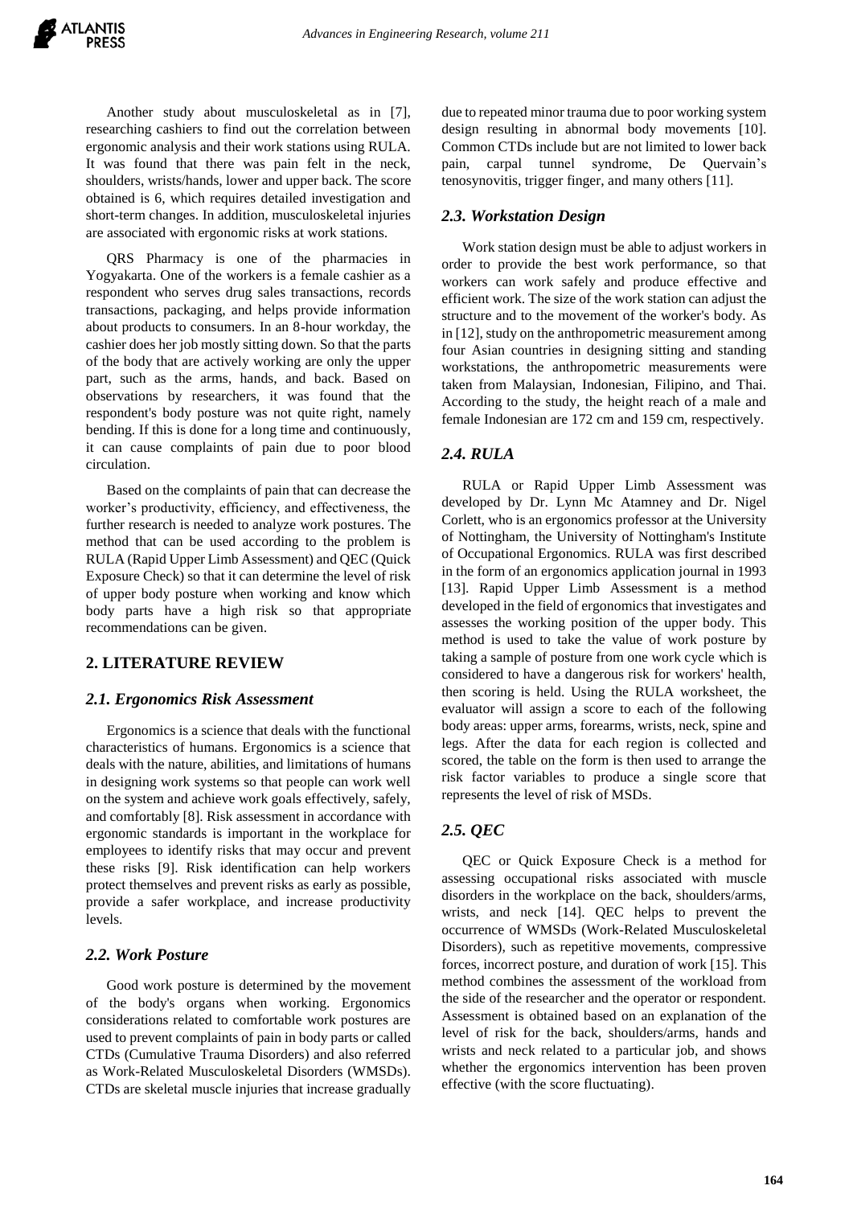Another study about musculoskeletal as in [7], researching cashiers to find out the correlation between ergonomic analysis and their work stations using RULA. It was found that there was pain felt in the neck, shoulders, wrists/hands, lower and upper back. The score obtained is 6, which requires detailed investigation and short-term changes. In addition, musculoskeletal injuries are associated with ergonomic risks at work stations.

QRS Pharmacy is one of the pharmacies in Yogyakarta. One of the workers is a female cashier as a respondent who serves drug sales transactions, records transactions, packaging, and helps provide information about products to consumers. In an 8-hour workday, the cashier does her job mostly sitting down. So that the parts of the body that are actively working are only the upper part, such as the arms, hands, and back. Based on observations by researchers, it was found that the respondent's body posture was not quite right, namely bending. If this is done for a long time and continuously, it can cause complaints of pain due to poor blood circulation.

Based on the complaints of pain that can decrease the worker's productivity, efficiency, and effectiveness, the further research is needed to analyze work postures. The method that can be used according to the problem is RULA (Rapid Upper Limb Assessment) and QEC (Quick Exposure Check) so that it can determine the level of risk of upper body posture when working and know which body parts have a high risk so that appropriate recommendations can be given.

## 2. LITERATURE REVIEW

### 2.1. Ergonomics Risk Assessment

Ergonomics is a science that deals with the functional characteristics of humans. Ergonomics is a science that deals with the nature, abilities, and limitations of humans in designing work systems so that people can work well on the system and achieve work goals effectively, safely, and comfortably [8]. Risk assessment in accordance with ergonomic standards is important in the workplace for employees to identify risks that may occur and prevent these risks [9]. Risk identification can help workers protect themselves and prevent risks as early as possible, provide a safer workplace, and increase productivity levels.

### 2.2. Work Posture

Good work posture is determined by the movement of the body's organs when working. Ergonomics considerations related to comfortable work postures are used to prevent complaints of pain in body parts or called CTDs (Cumulative Trauma Disorders) and also referred as Work-Related Musculoskeletal Disorders (WMSDs). CTDs are skeletal muscle injuries that increase gradually due to repeated minor trauma due to poor working system design resulting in abnormal body movements [10]. Common CTDs include but are not limited to lower back pain, carpal tunnel syndrome, De Quervain's tenosynovitis, trigger finger, and many others [11].

### 2.3. Workstation Design

Work station design must be able to adjust workers in order to provide the best work performance, so that workers can work safely and produce effective and efficient work. The size of the work station can adjust the structure and to the movement of the worker's body. As in [12], study on the anthropometric measurement among four Asian countries in designing sitting and standing workstations, the anthropometric measurements were taken from Malaysian, Indonesian, Filipino, and Thai. According to the study, the height reach of a male and female Indonesian are 172 cm and 159 cm, respectively.

### 2.4. RULA

RULA or Rapid Upper Limb Assessment was developed by Dr. Lynn Mc Atamney and Dr. Nigel Corlett, who is an ergonomics professor at the University of Nottingham, the University of Nottingham's Institute of Occupational Ergonomics. RULA was first described in the form of an ergonomics application journal in 1993 [13]. Rapid Upper Limb Assessment is a method developed in the field of ergonomics that investigates and assesses the working position of the upper body. This method is used to take the value of work posture by taking a sample of posture from one work cycle which is considered to have a dangerous risk for workers' health, then scoring is held. Using the RULA worksheet, the evaluator will assign a score to each of the following body areas: upper arms, forearms, wrists, neck, spine and legs. After the data for each region is collected and scored, the table on the form is then used to arrange the risk factor variables to produce a single score that represents the level of risk of MSDs.

### 2.5. QEC

QEC or Quick Exposure Check is a method for assessing occupational risks associated with muscle disorders in the workplace on the back, shoulders/arms, wrists, and neck [14]. QEC helps to prevent the occurrence of WMSDs (Work-Related Musculoskeletal Disorders), such as repetitive movements, compressive forces, incorrect posture, and duration of work [15]. This method combines the assessment of the workload from the side of the researcher and the operator or respondent. Assessment is obtained based on an explanation of the level of risk for the back, shoulders/arms, hands and wrists and neck related to a particular job, and shows whether the ergonomics intervention has been proven effective (with the score fluctuating).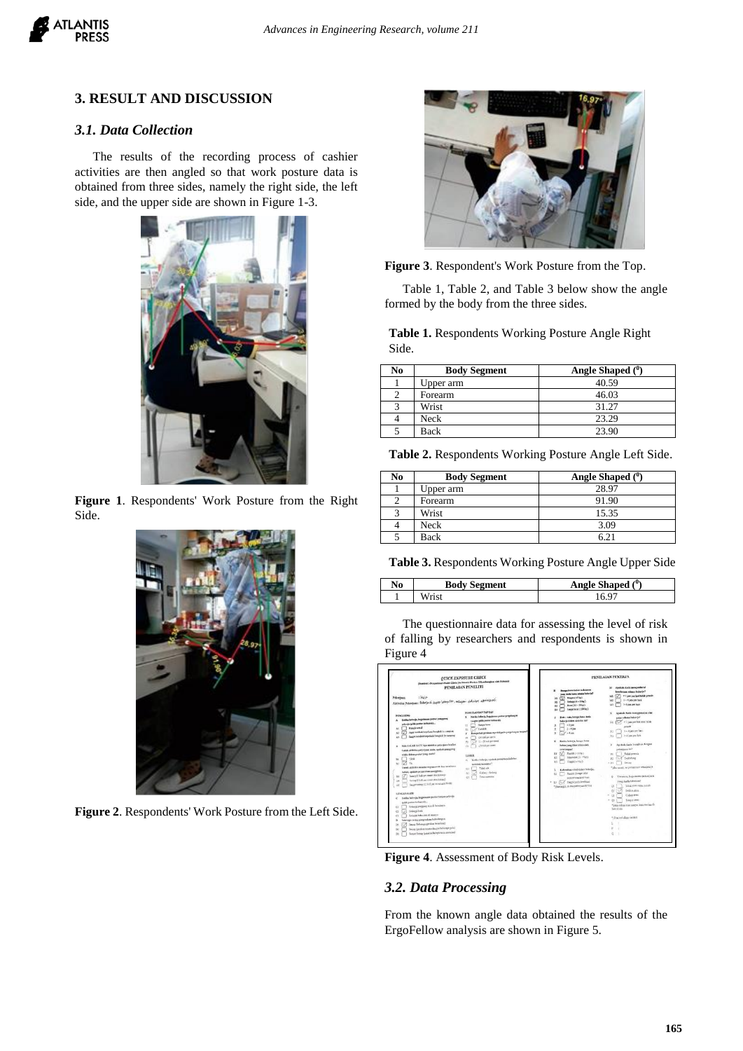## 3. RESULT AND DISCUSSION

### *3.1. Data Collection*

The results of the recording process of cashier activities are then angled so that work posture data is obtained from three sides, namely the right side, the left side, and the upper side are shown in Figure 1-3.

**Figure 1**. Respondents' Work Posture from the Right Side.

**Figure 2**. Respondents' Work Posture from the Left Side.

**Figure 3**. Respondent's Work Posture from the Top.

Table 1, Table 2, and Table 3 below show the angle formed by the body from the three sides.

**Table 1.** Respondents Working Posture Angle Right Side.

| No | Body Segment | Angle Shaped ($^0$) |
|---|---|---|
| 1 | Upper arm | 40.59 |
| 2 | Forearm | 46.03 |
| 3 | Wrist | 31.27 |
| 4 | Neck | 23.29 |
| 5 | Back | 23.90 |

**Table 2.** Respondents Working Posture Angle Left Side.

| No | Body Segment | Angle Shaped ($^0$) |
|---|---|---|
| 1 | Upper arm | 28.97 |
| 2 | Forearm | 91.90 |
| 3 | Wrist | 15.35 |
| 4 | Neck | 3.09 |
| 5 | Back | 6.21 |

**Table 3.** Respondents Working Posture Angle Upper Side

| No | Body Segment | Angle Shaped ($^0$) |
|---|---|---|
| 1 | Wrist | 16.97 |

The questionnaire data for assessing the level of risk of falling by researchers and respondents is shown in Figure 4

**Figure 4**. Assessment of Body Risk Levels.

### *3.2. Data Processing*

From the known angle data obtained the results of the ErgoFellow analysis are shown in Figure 5.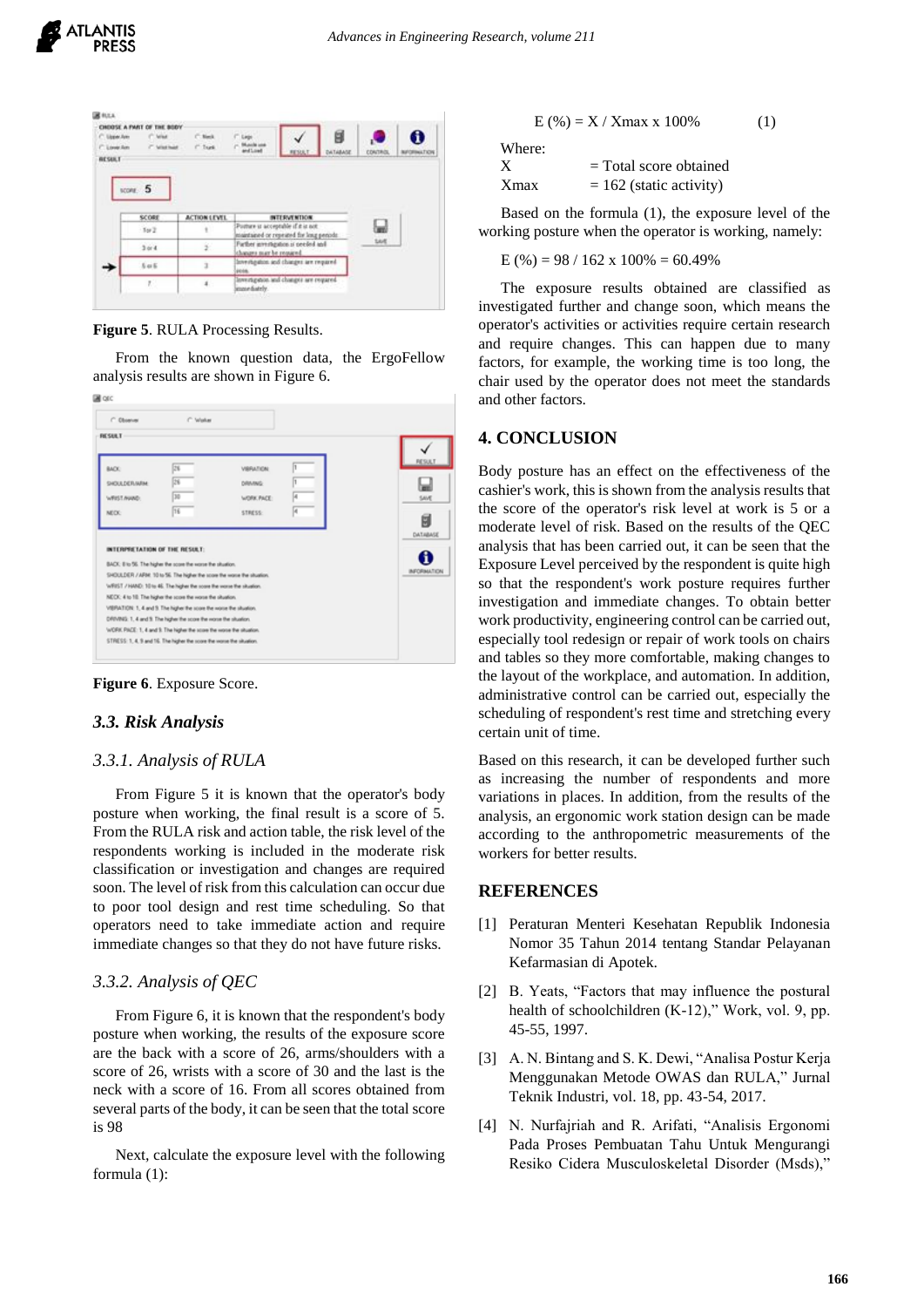**Figure 5**. RULA Processing Results.

From the known question data, the ErgoFellow analysis results are shown in Figure 6.

**Figure 6**. Exposure Score.

## *3.3. Risk Analysis*

### *3.3.1. Analysis of RULA*

From Figure 5 it is known that the operator's body posture when working, the final result is a score of 5. From the RULA risk and action table, the risk level of the respondents working is included in the moderate risk classification or investigation and changes are required soon. The level of risk from this calculation can occur due to poor tool design and rest time scheduling. So that operators need to take immediate action and require immediate changes so that they do not have future risks.

### *3.3.2. Analysis of QEC*

From Figure 6, it is known that the respondent's body posture when working, the results of the exposure score are the back with a score of 26, arms/shoulders with a score of 26, wrists with a score of 30 and the last is the neck with a score of 16. From all scores obtained from several parts of the body, it can be seen that the total score is 98

Next, calculate the exposure level with the following formula (1):

$$E\ (\%) = X / Xmax \times 100\% \qquad (1)$$

Where:
X = Total score obtained
Xmax = 162 (static activity)

Based on the formula (1), the exposure level of the working posture when the operator is working, namely:

$$E\ (\%) = 98 / 162 \times 100\% = 60.49\%$$

The exposure results obtained are classified as investigated further and change soon, which means the operator's activities or activities require certain research and require changes. This can happen due to many factors, for example, the working time is too long, the chair used by the operator does not meet the standards and other factors.

## 4. CONCLUSION

Body posture has an effect on the effectiveness of the cashier's work, this is shown from the analysis results that the score of the operator's risk level at work is 5 or a moderate level of risk. Based on the results of the QEC analysis that has been carried out, it can be seen that the Exposure Level perceived by the respondent is quite high so that the respondent's work posture requires further investigation and immediate changes. To obtain better work productivity, engineering control can be carried out, especially tool redesign or repair of work tools on chairs and tables so they more comfortable, making changes to the layout of the workplace, and automation. In addition, administrative control can be carried out, especially the scheduling of respondent's rest time and stretching every certain unit of time.

Based on this research, it can be developed further such as increasing the number of respondents and more variations in places. In addition, from the results of the analysis, an ergonomic work station design can be made according to the anthropometric measurements of the workers for better results.

## REFERENCES

[1] Peraturan Menteri Kesehatan Republik Indonesia Nomor 35 Tahun 2014 tentang Standar Pelayanan Kefarmasian di Apotek.

[2] B. Yeats, "Factors that may influence the postural health of schoolchildren (K-12)," Work, vol. 9, pp. 45-55, 1997.

[3] A. N. Bintang and S. K. Dewi, "Analisa Postur Kerja Menggunakan Metode OWAS dan RULA," Jurnal Teknik Industri, vol. 18, pp. 43-54, 2017.

[4] N. Nurfajriah and R. Arifati, "Analisis Ergonomi Pada Proses Pembuatan Tahu Untuk Mengurangi Resiko Cidera Musculoskeletal Disorder (Msds),"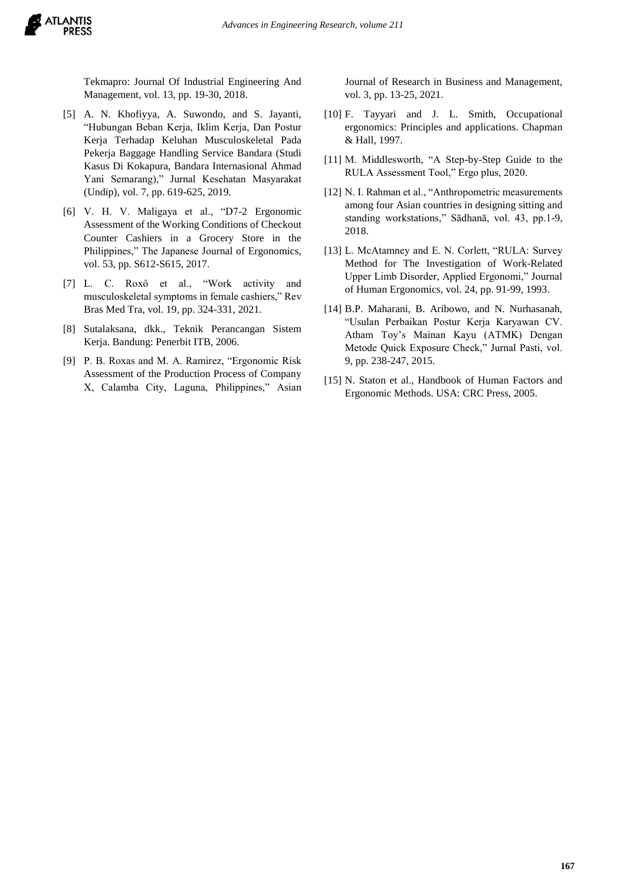Tekmapro: Journal Of Industrial Engineering And Management, vol. 13, pp. 19-30, 2018.

[5] A. N. Khofiyya, A. Suwondo, and S. Jayanti, "Hubungan Beban Kerja, Iklim Kerja, Dan Postur Kerja Terhadap Keluhan Musculoskeletal Pada Pekerja Baggage Handling Service Bandara (Studi Kasus Di Kokapura, Bandara Internasional Ahmad Yani Semarang)," Jurnal Kesehatan Masyarakat (Undip), vol. 7, pp. 619-625, 2019.

[6] V. H. V. Maligaya et al., "D7-2 Ergonomic Assessment of the Working Conditions of Checkout Counter Cashiers in a Grocery Store in the Philippines," The Japanese Journal of Ergonomics, vol. 53, pp. S612-S615, 2017.

[7] L. C. Roxô et al., "Work activity and musculoskeletal symptoms in female cashiers," Rev Bras Med Tra, vol. 19, pp. 324-331, 2021.

[8] Sutalaksana, dkk., Teknik Perancangan Sistem Kerja. Bandung: Penerbit ITB, 2006.

[9] P. B. Roxas and M. A. Ramirez, "Ergonomic Risk Assessment of the Production Process of Company X, Calamba City, Laguna, Philippines," Asian Journal of Research in Business and Management, vol. 3, pp. 13-25, 2021.

[10] F. Tayyari and J. L. Smith, Occupational ergonomics: Principles and applications. Chapman & Hall, 1997.

[11] M. Middlesworth, "A Step-by-Step Guide to the RULA Assessment Tool," Ergo plus, 2020.

[12] N. I. Rahman et al., "Anthropometric measurements among four Asian countries in designing sitting and standing workstations," Sādhanā, vol. 43, pp.1-9, 2018.

[13] L. McAtamney and E. N. Corlett, "RULA: Survey Method for The Investigation of Work-Related Upper Limb Disorder, Applied Ergonomi," Journal of Human Ergonomics, vol. 24, pp. 91-99, 1993.

[14] B.P. Maharani, B. Aribowo, and N. Nurhasanah, "Usulan Perbaikan Postur Kerja Karyawan CV. Atham Toy's Mainan Kayu (ATMK) Dengan Metode Quick Exposure Check," Jurnal Pasti, vol. 9, pp. 238-247, 2015.

[15] N. Staton et al., Handbook of Human Factors and Ergonomic Methods. USA: CRC Press, 2005.